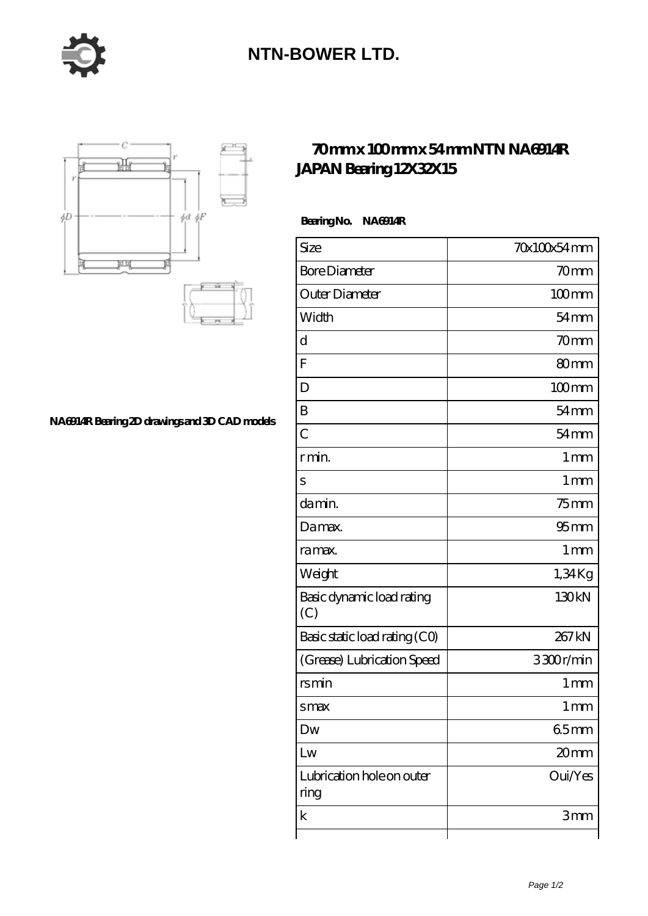NTN-BOWER LTD.

# 70 mm x 100 mm x 54 mm NTN NA6914R JAPAN Bearing 12X32X15

NA6914R Bearing 2D drawings and 3D CAD models

**Bearing No. NA6914R**

| Size | 70x100x54 mm |
|---|---|
| Bore Diameter | 70 mm |
| Outer Diameter | 100 mm |
| Width | 54 mm |
| d | 70 mm |
| F | 80 mm |
| D | 100 mm |
| B | 54 mm |
| C | 54 mm |
| r min. | 1 mm |
| s | 1 mm |
| da min. | 75 mm |
| Da max. | 95 mm |
| ra max. | 1 mm |
| Weight | 1,34 Kg |
| Basic dynamic load rating (C) | 130 kN |
| Basic static load rating (C0) | 267 kN |
| (Grease) Lubrication Speed | 3300 r/min |
| rs min | 1 mm |
| s max | 1 mm |
| Dw | 6.5 mm |
| Lw | 20 mm |
| Lubrication hole on outer ring | Oui/Yes |
| k | 3 mm |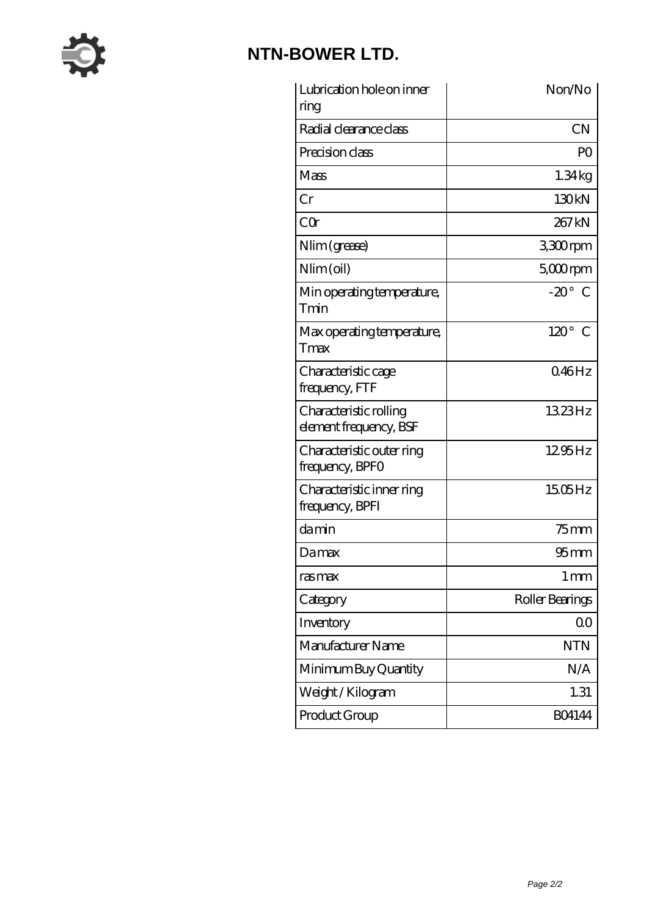# NTN-BOWER LTD.

| | |
|---|---|
| Lubrication hole on inner ring | Non/No |
| Radial clearance class | CN |
| Precision class | P0 |
| Mass | 1.34 kg |
| Cr | 130 kN |
| C0r | 267 kN |
| Nlim (grease) | 3,300 rpm |
| Nlim (oil) | 5,000 rpm |
| Min operating temperature, Tmin | -20 ° C |
| Max operating temperature, Tmax | 120 ° C |
| Characteristic cage frequency, FTF | 0.46 Hz |
| Characteristic rolling element frequency, BSF | 13.23 Hz |
| Characteristic outer ring frequency, BPFO | 12.95 Hz |
| Characteristic inner ring frequency, BPFI | 15.05 Hz |
| da min | 75 mm |
| Da max | 95 mm |
| ras max | 1 mm |
| Category | Roller Bearings |
| Inventory | 0.0 |
| Manufacturer Name | NTN |
| Minimum Buy Quantity | N/A |
| Weight / Kilogram | 1.31 |
| Product Group | B04144 |